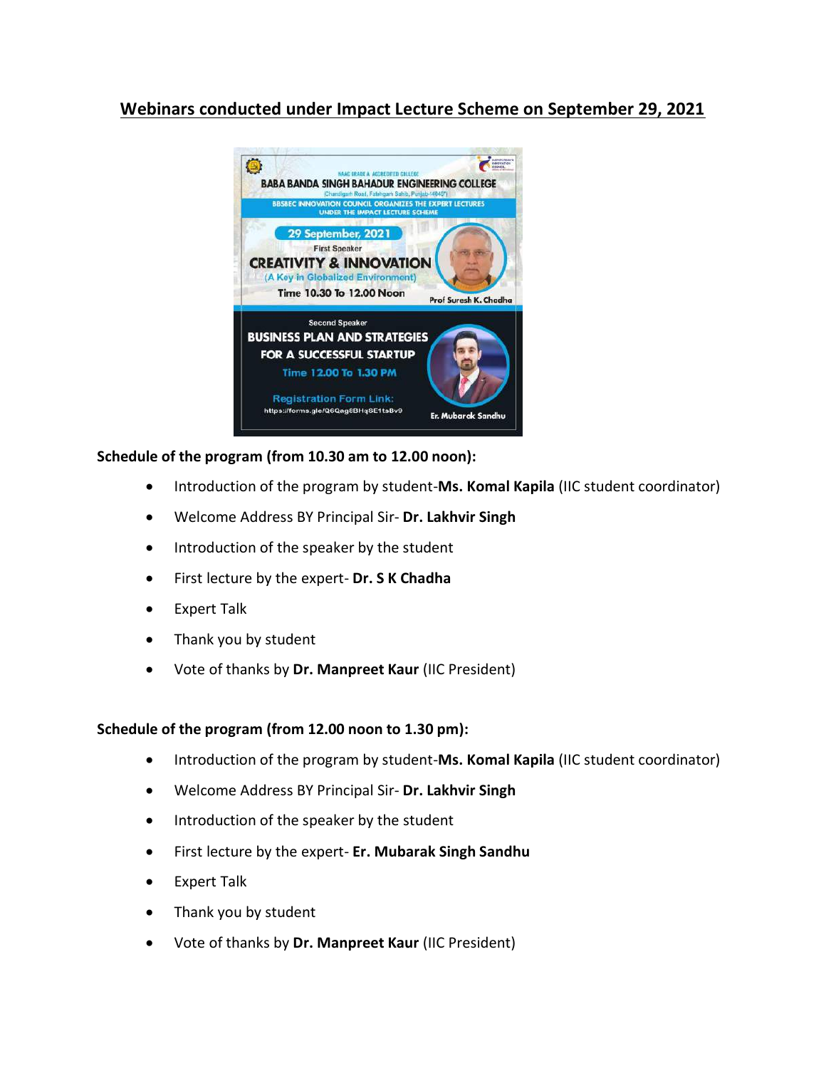# Webinars conducted under Impact Lecture Scheme on September 29, 2021

NAAC GRADE A ACCREDITED COLLEGE

BABA BANDA SINGH BAHADUR ENGINEERING COLLEGE

(Chandigarh Road, Fatehgarh Sahib, Punjab-140407)

BBSBEC INNOVATION COUNCIL ORGANIZES THE EXPERT LECTURES UNDER THE IMPACT LECTURE SCHEME

29 September, 2021

First Speaker

CREATIVITY & INNOVATION

(A Key in Globalized Environment)

Time 10.30 To 12.00 Noon

Prof Suresh K. Chadha

Second Speaker

BUSINESS PLAN AND STRATEGIES FOR A SUCCESSFUL STARTUP

Time 12.00 To 1.30 PM

Registration Form Link:

https://forms.gle/Q6Qag6BHqSE1taBv9

Er. Mubarak Sandhu

**Schedule of the program (from 10.30 am to 12.00 noon):**

- Introduction of the program by student-**Ms. Komal Kapila** (IIC student coordinator)
- Welcome Address BY Principal Sir- **Dr. Lakhvir Singh**
- Introduction of the speaker by the student
- First lecture by the expert- **Dr. S K Chadha**
- Expert Talk
- Thank you by student
- Vote of thanks by **Dr. Manpreet Kaur** (IIC President)

**Schedule of the program (from 12.00 noon to 1.30 pm):**

- Introduction of the program by student-**Ms. Komal Kapila** (IIC student coordinator)
- Welcome Address BY Principal Sir- **Dr. Lakhvir Singh**
- Introduction of the speaker by the student
- First lecture by the expert- **Er. Mubarak Singh Sandhu**
- Expert Talk
- Thank you by student
- Vote of thanks by **Dr. Manpreet Kaur** (IIC President)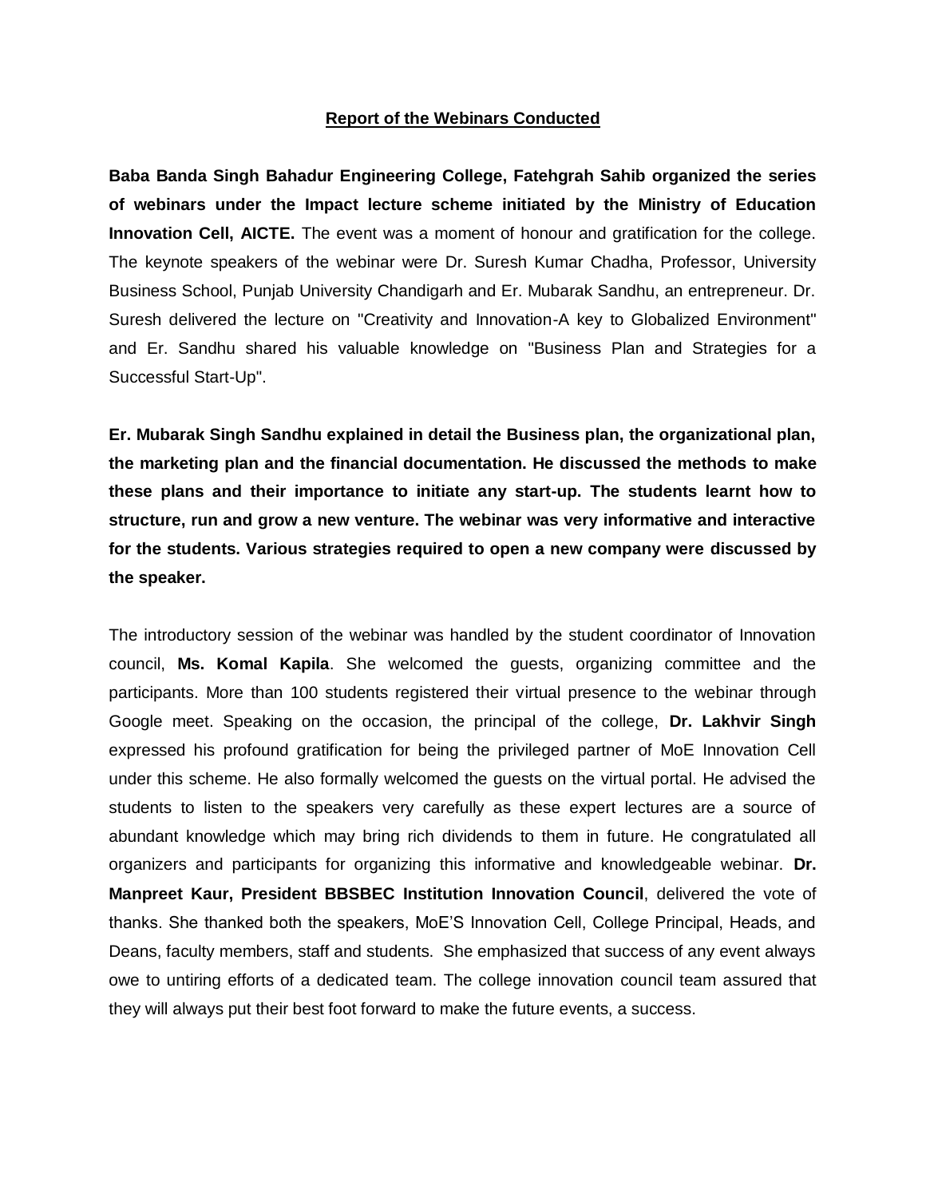## Report of the Webinars Conducted

**Baba Banda Singh Bahadur Engineering College, Fatehgrah Sahib organized the series of webinars under the Impact lecture scheme initiated by the Ministry of Education Innovation Cell, AICTE.** The event was a moment of honour and gratification for the college. The keynote speakers of the webinar were Dr. Suresh Kumar Chadha, Professor, University Business School, Punjab University Chandigarh and Er. Mubarak Sandhu, an entrepreneur. Dr. Suresh delivered the lecture on "Creativity and Innovation-A key to Globalized Environment" and Er. Sandhu shared his valuable knowledge on "Business Plan and Strategies for a Successful Start-Up".

**Er. Mubarak Singh Sandhu explained in detail the Business plan, the organizational plan, the marketing plan and the financial documentation. He discussed the methods to make these plans and their importance to initiate any start-up. The students learnt how to structure, run and grow a new venture. The webinar was very informative and interactive for the students. Various strategies required to open a new company were discussed by the speaker.**

The introductory session of the webinar was handled by the student coordinator of Innovation council, **Ms. Komal Kapila**. She welcomed the guests, organizing committee and the participants. More than 100 students registered their virtual presence to the webinar through Google meet. Speaking on the occasion, the principal of the college, **Dr. Lakhvir Singh** expressed his profound gratification for being the privileged partner of MoE Innovation Cell under this scheme. He also formally welcomed the guests on the virtual portal. He advised the students to listen to the speakers very carefully as these expert lectures are a source of abundant knowledge which may bring rich dividends to them in future. He congratulated all organizers and participants for organizing this informative and knowledgeable webinar. **Dr. Manpreet Kaur, President BBSBEC Institution Innovation Council**, delivered the vote of thanks. She thanked both the speakers, MoE'S Innovation Cell, College Principal, Heads, and Deans, faculty members, staff and students. She emphasized that success of any event always owe to untiring efforts of a dedicated team. The college innovation council team assured that they will always put their best foot forward to make the future events, a success.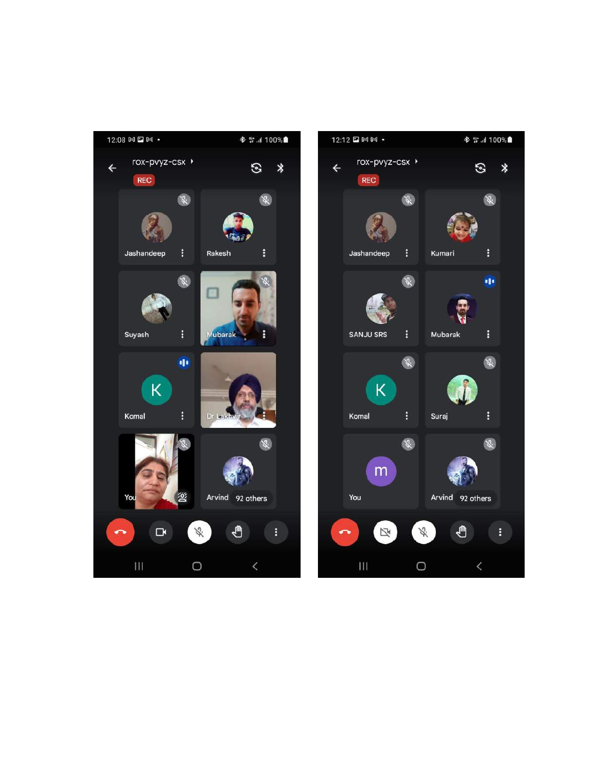12:08

rox-pvyz-csx

REC

Jashandeep

Rakesh

Suyash

Mubarak

Komal

Dr Lakhvir

You

Arvind 92 others

12:12

rox-pvyz-csx

REC

Jashandeep

Kumari

SANJU SRS

Mubarak

Komal

Suraj

You

Arvind 92 others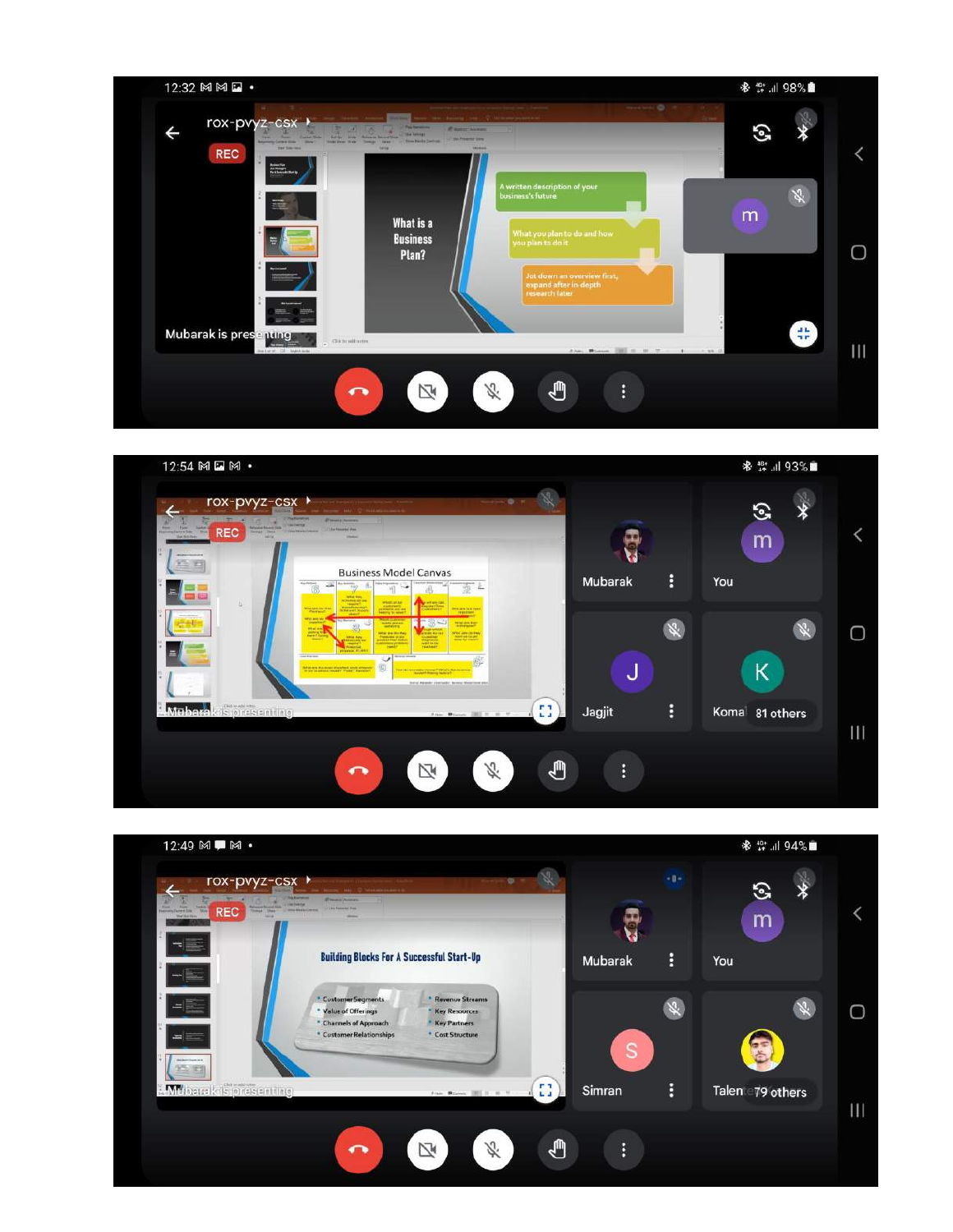12:32 98%

rox-pvyz-csx

REC

What is a Business Plan?

A written description of your business's future

What you plan to do and how you plan to do it

Jot down an overview first, expand after in depth research later

Mubarak is presenting

12:54 93%

rox-pvyz-csx

REC

Business Model Canvas

Mubarak is presenting

Mubarak

You

Jagjit

Komal 81 others

12:49 94%

rox-pvyz-csx

REC

Building Blocks For A Successful Start-Up

- Customer Segments
- Value of Offerings
- Channels of Approach
- Customer Relationships
- Revenue Streams
- Key Resources
- Key Partners
- Cost Structure

Mubarak is presenting

Mubarak

You

Simran

Talen 79 others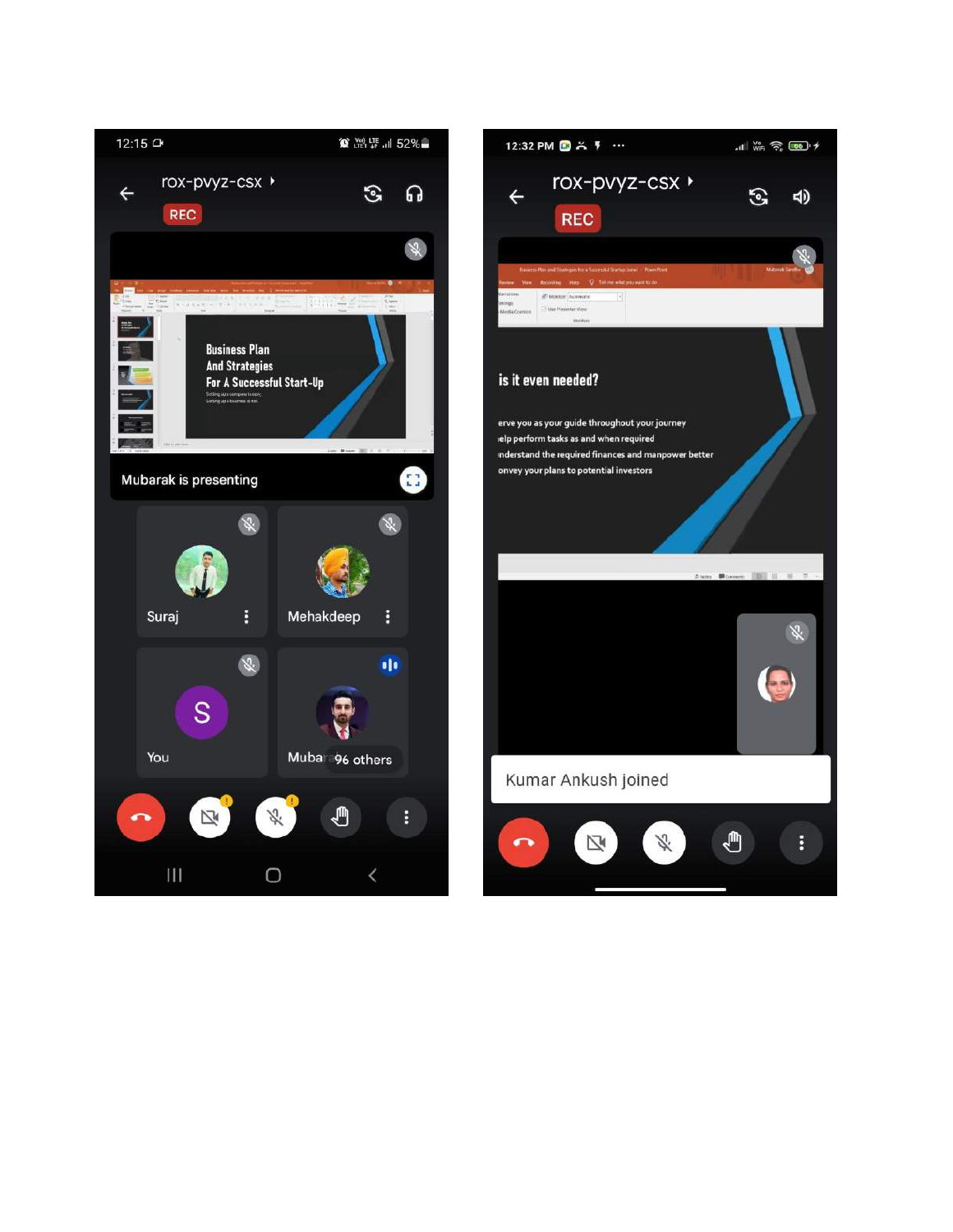12:15

rox-pvyz-csx

REC

Business Plan
And Strategies
For A Successful Start-Up

Mubarak is presenting

Suraj

Mehakdeep

You

Muba 96 others

12:32 PM

rox-pvyz-csx

REC

is it even needed?

erve you as your guide throughout your journey
ıelp perform tasks as and when required
ınderstand the required finances and manpower better
onvey your plans to potential investors

Kumar Ankush joined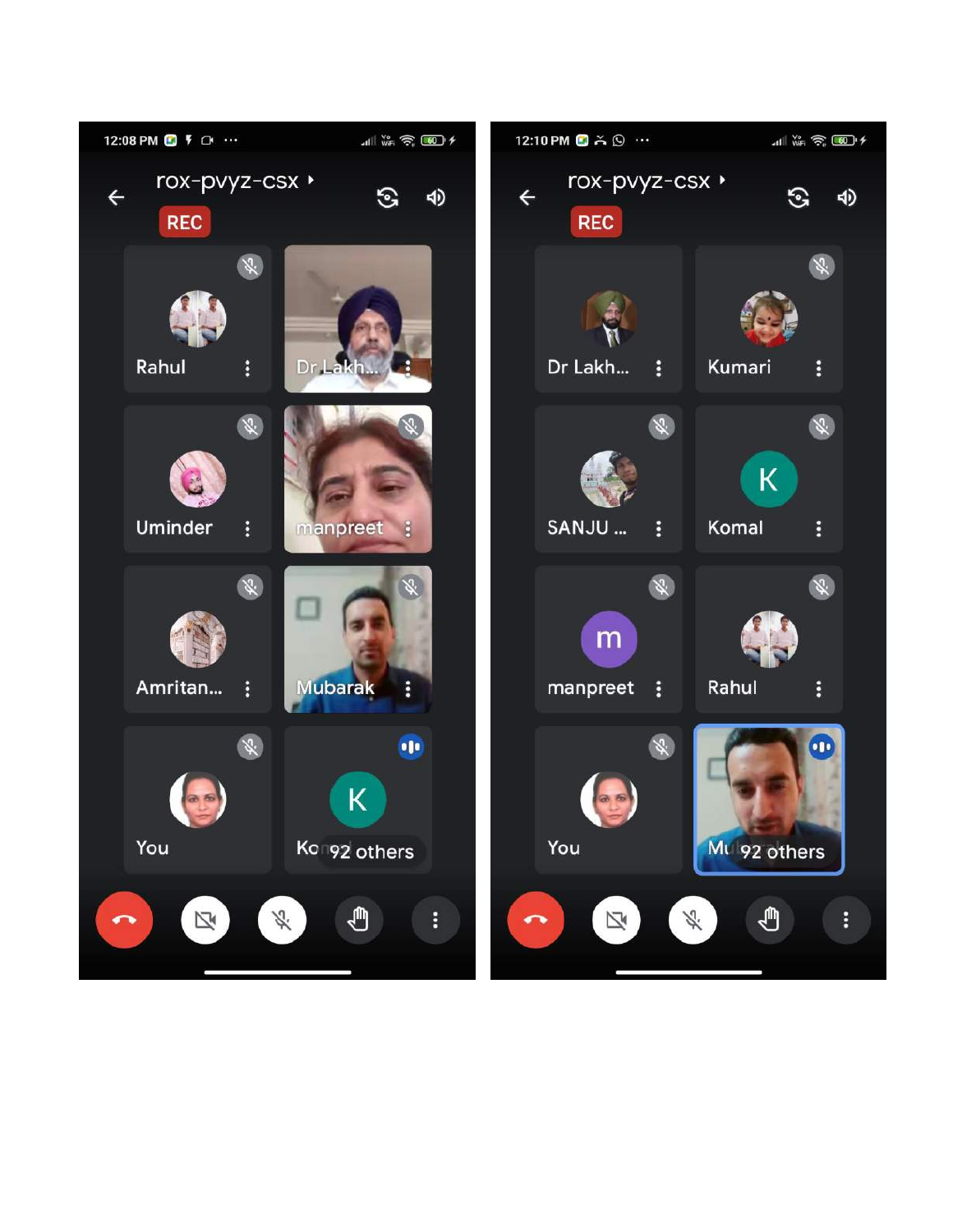12:08 PM

rox-pvyz-csx

REC

Rahul

Dr Lakh...

Uminder

manpreet

Amritan...

Mubarak

You

Ko 92 others

12:10 PM

rox-pvyz-csx

REC

Dr Lakh...

Kumari

SANJU ...

Komal

manpreet

Rahul

You

Mu 92 others